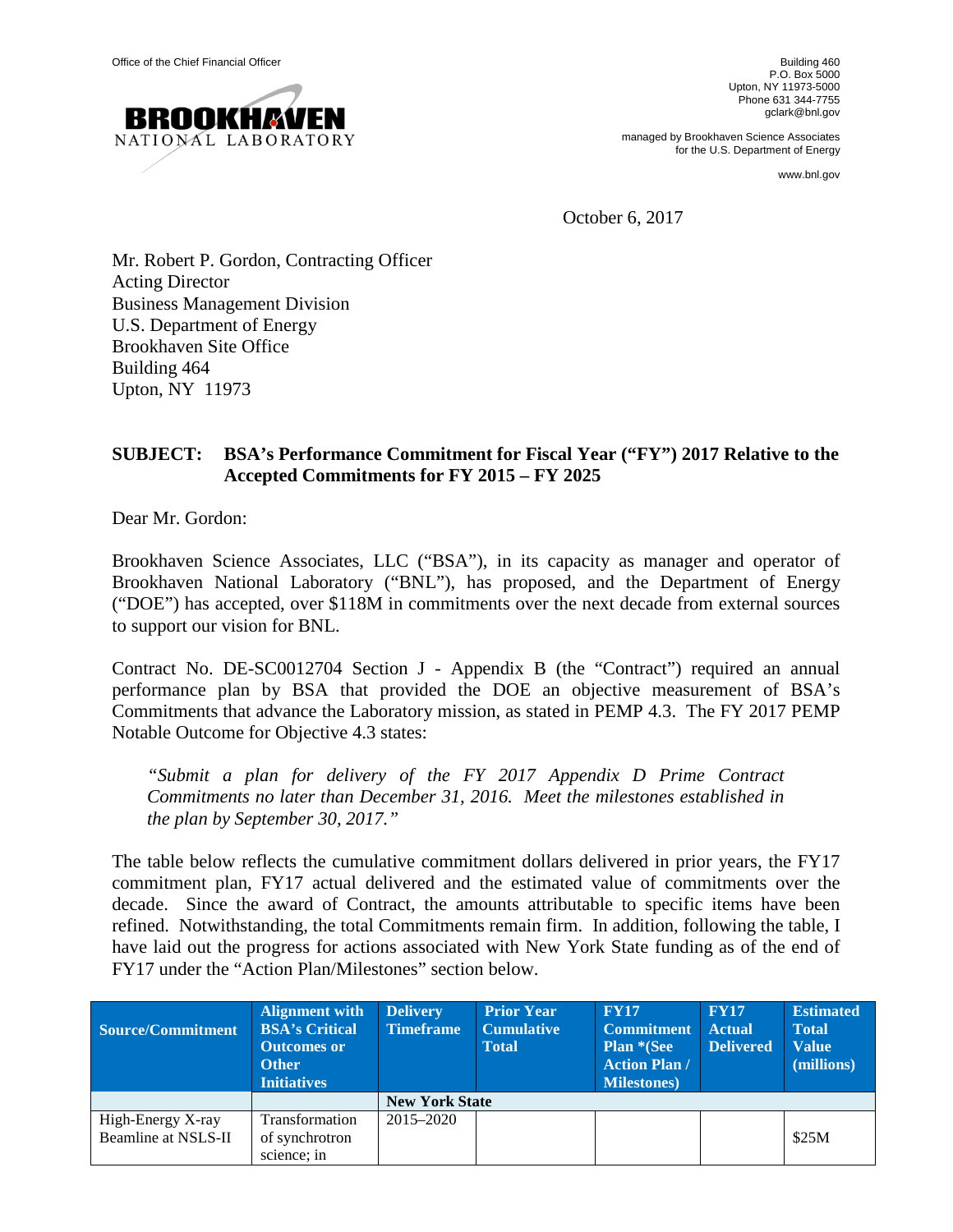Office of the Chief Financial Officer

BROOKHAVEN NATIONAL LABORATORY

Building 460
P.O. Box 5000
Upton, NY 11973-5000
Phone 631 344-7755
gclark@bnl.gov

managed by Brookhaven Science Associates
for the U.S. Department of Energy

www.bnl.gov

October 6, 2017

Mr. Robert P. Gordon, Contracting Officer
Acting Director
Business Management Division
U.S. Department of Energy
Brookhaven Site Office
Building 464
Upton, NY 11973

**SUBJECT: BSA's Performance Commitment for Fiscal Year ("FY") 2017 Relative to the Accepted Commitments for FY 2015 – FY 2025**

Dear Mr. Gordon:

Brookhaven Science Associates, LLC ("BSA"), in its capacity as manager and operator of Brookhaven National Laboratory ("BNL"), has proposed, and the Department of Energy ("DOE") has accepted, over $118M in commitments over the next decade from external sources to support our vision for BNL.

Contract No. DE-SC0012704 Section J - Appendix B (the "Contract") required an annual performance plan by BSA that provided the DOE an objective measurement of BSA's Commitments that advance the Laboratory mission, as stated in PEMP 4.3. The FY 2017 PEMP Notable Outcome for Objective 4.3 states:

> *"Submit a plan for delivery of the FY 2017 Appendix D Prime Contract Commitments no later than December 31, 2016. Meet the milestones established in the plan by September 30, 2017."*

The table below reflects the cumulative commitment dollars delivered in prior years, the FY17 commitment plan, FY17 actual delivered and the estimated value of commitments over the decade. Since the award of Contract, the amounts attributable to specific items have been refined. Notwithstanding, the total Commitments remain firm. In addition, following the table, I have laid out the progress for actions associated with New York State funding as of the end of FY17 under the "Action Plan/Milestones" section below.

| Source/Commitment | Alignment with BSA's Critical Outcomes or Other Initiatives | Delivery Timeframe | Prior Year Cumulative Total | FY17 Commitment Plan *(See Action Plan / Milestones) | FY17 Actual Delivered | Estimated Total Value (millions) |
|---|---|---|---|---|---|---|
| | | **New York State** | | | | |
| High-Energy X-ray Beamline at NSLS-II | Transformation of synchrotron science; in | 2015–2020 | | | | $25M |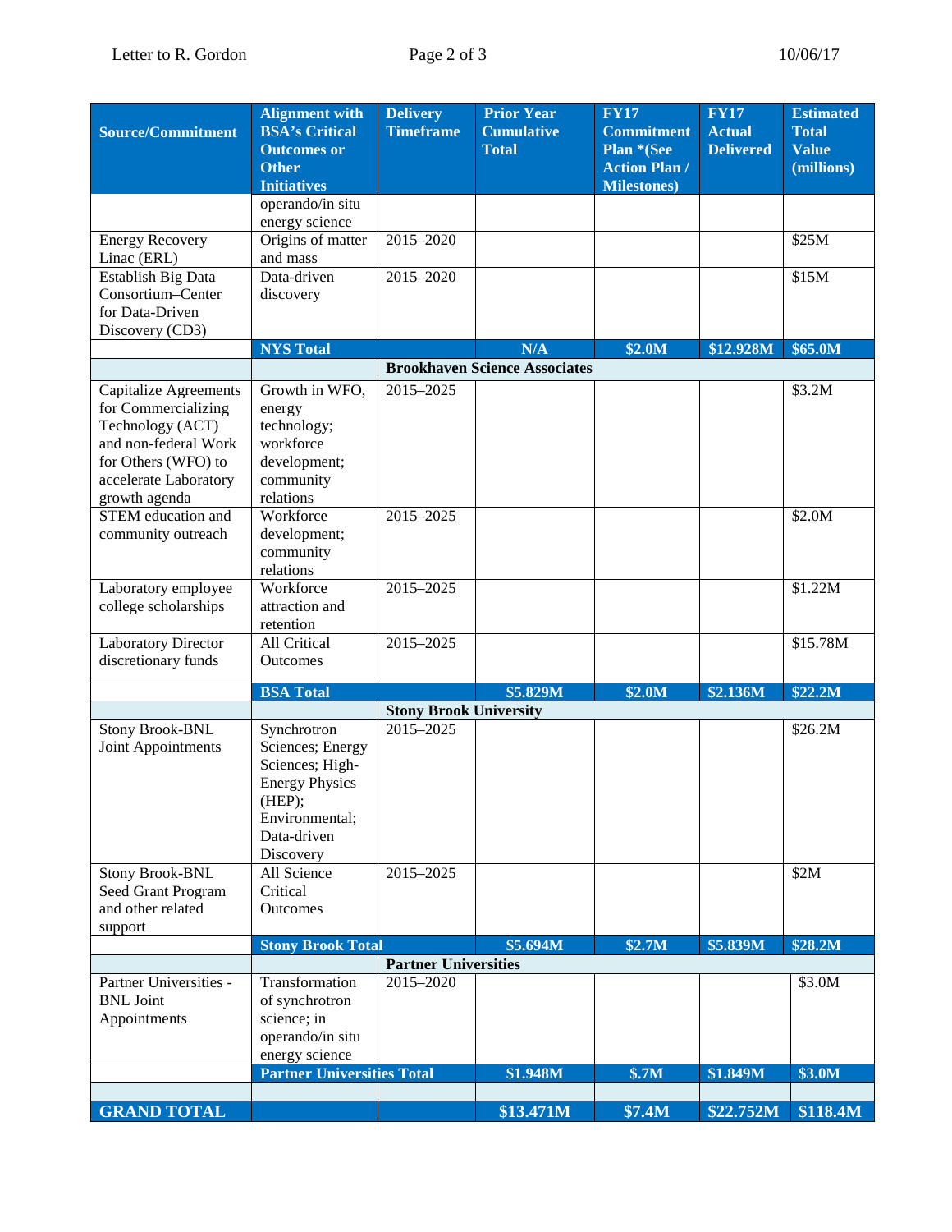| Source/Commitment | Alignment with BSA's Critical Outcomes or Other Initiatives | Delivery Timeframe | Prior Year Cumulative Total | FY17 Commitment Plan *(See Action Plan / Milestones) | FY17 Actual Delivered | Estimated Total Value (millions) |
|---|---|---|---|---|---|---|
| | operando/in situ energy science | | | | | |
| Energy Recovery Linac (ERL) | Origins of matter and mass | 2015–2020 | | | | $25M |
| Establish Big Data Consortium–Center for Data-Driven Discovery (CD3) | Data-driven discovery | 2015–2020 | | | | $15M |
| | **NYS Total** | | **N/A** | **$2.0M** | **$12.928M** | **$65.0M** |
| | | **Brookhaven Science Associates** | | | | |
| Capitalize Agreements for Commercializing Technology (ACT) and non-federal Work for Others (WFO) to accelerate Laboratory growth agenda | Growth in WFO, energy technology; workforce development; community relations | 2015–2025 | | | | $3.2M |
| STEM education and community outreach | Workforce development; community relations | 2015–2025 | | | | $2.0M |
| Laboratory employee college scholarships | Workforce attraction and retention | 2015–2025 | | | | $1.22M |
| Laboratory Director discretionary funds | All Critical Outcomes | 2015–2025 | | | | $15.78M |
| | **BSA Total** | | **$5.829M** | **$2.0M** | **$2.136M** | **$22.2M** |
| | | **Stony Brook University** | | | | |
| Stony Brook-BNL Joint Appointments | Synchrotron Sciences; Energy Sciences; High-Energy Physics (HEP); Environmental; Data-driven Discovery | 2015–2025 | | | | $26.2M |
| Stony Brook-BNL Seed Grant Program and other related support | All Science Critical Outcomes | 2015–2025 | | | | $2M |
| | **Stony Brook Total** | | **$5.694M** | **$2.7M** | **$5.839M** | **$28.2M** |
| | | **Partner Universities** | | | | |
| Partner Universities - BNL Joint Appointments | Transformation of synchrotron science; in operando/in situ energy science | 2015–2020 | | | | $3.0M |
| | **Partner Universities Total** | | **$1.948M** | **$.7M** | **$1.849M** | **$3.0M** |
| | | | | | | |
| **GRAND TOTAL** | | | **$13.471M** | **$7.4M** | **$22.752M** | **$118.4M** |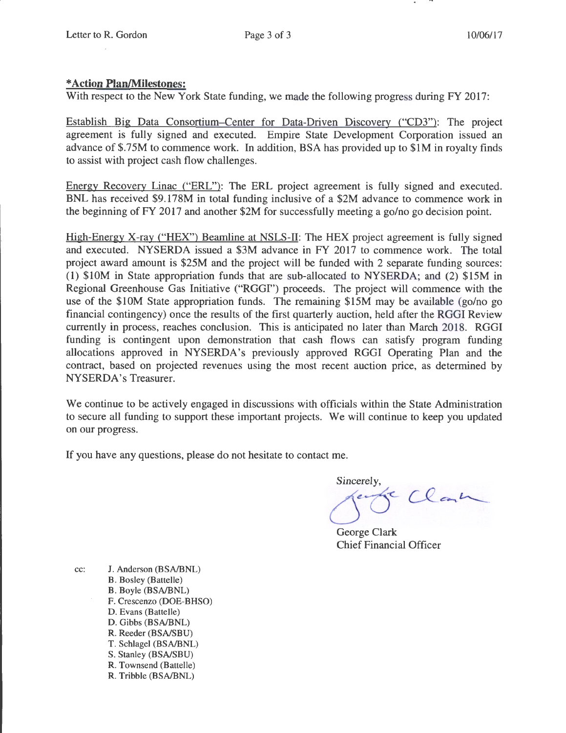**\*Action Plan/Milestones:**

With respect to the New York State funding, we made the following progress during FY 2017:

Establish Big Data Consortium–Center for Data-Driven Discovery ("CD3"): The project agreement is fully signed and executed. Empire State Development Corporation issued an advance of $.75M to commence work. In addition, BSA has provided up to $1M in royalty finds to assist with project cash flow challenges.

Energy Recovery Linac ("ERL"): The ERL project agreement is fully signed and executed. BNL has received $9.178M in total funding inclusive of a $2M advance to commence work in the beginning of FY 2017 and another $2M for successfully meeting a go/no go decision point.

High-Energy X-ray ("HEX") Beamline at NSLS-II: The HEX project agreement is fully signed and executed. NYSERDA issued a $3M advance in FY 2017 to commence work. The total project award amount is $25M and the project will be funded with 2 separate funding sources: (1) $10M in State appropriation funds that are sub-allocated to NYSERDA; and (2) $15M in Regional Greenhouse Gas Initiative ("RGGI") proceeds. The project will commence with the use of the $10M State appropriation funds. The remaining $15M may be available (go/no go financial contingency) once the results of the first quarterly auction, held after the RGGI Review currently in process, reaches conclusion. This is anticipated no later than March 2018. RGGI funding is contingent upon demonstration that cash flows can satisfy program funding allocations approved in NYSERDA's previously approved RGGI Operating Plan and the contract, based on projected revenues using the most recent auction price, as determined by NYSERDA's Treasurer.

We continue to be actively engaged in discussions with officials within the State Administration to secure all funding to support these important projects. We will continue to keep you updated on our progress.

If you have any questions, please do not hesitate to contact me.

Sincerely,

George Clark
Chief Financial Officer

cc:
J. Anderson (BSA/BNL)
B. Bosley (Battelle)
B. Boyle (BSA/BNL)
F. Crescenzo (DOE-BHSO)
D. Evans (Battelle)
D. Gibbs (BSA/BNL)
R. Reeder (BSA/SBU)
T. Schlagel (BSA/BNL)
S. Stanley (BSA/SBU)
R. Townsend (Battelle)
R. Tribble (BSA/BNL)